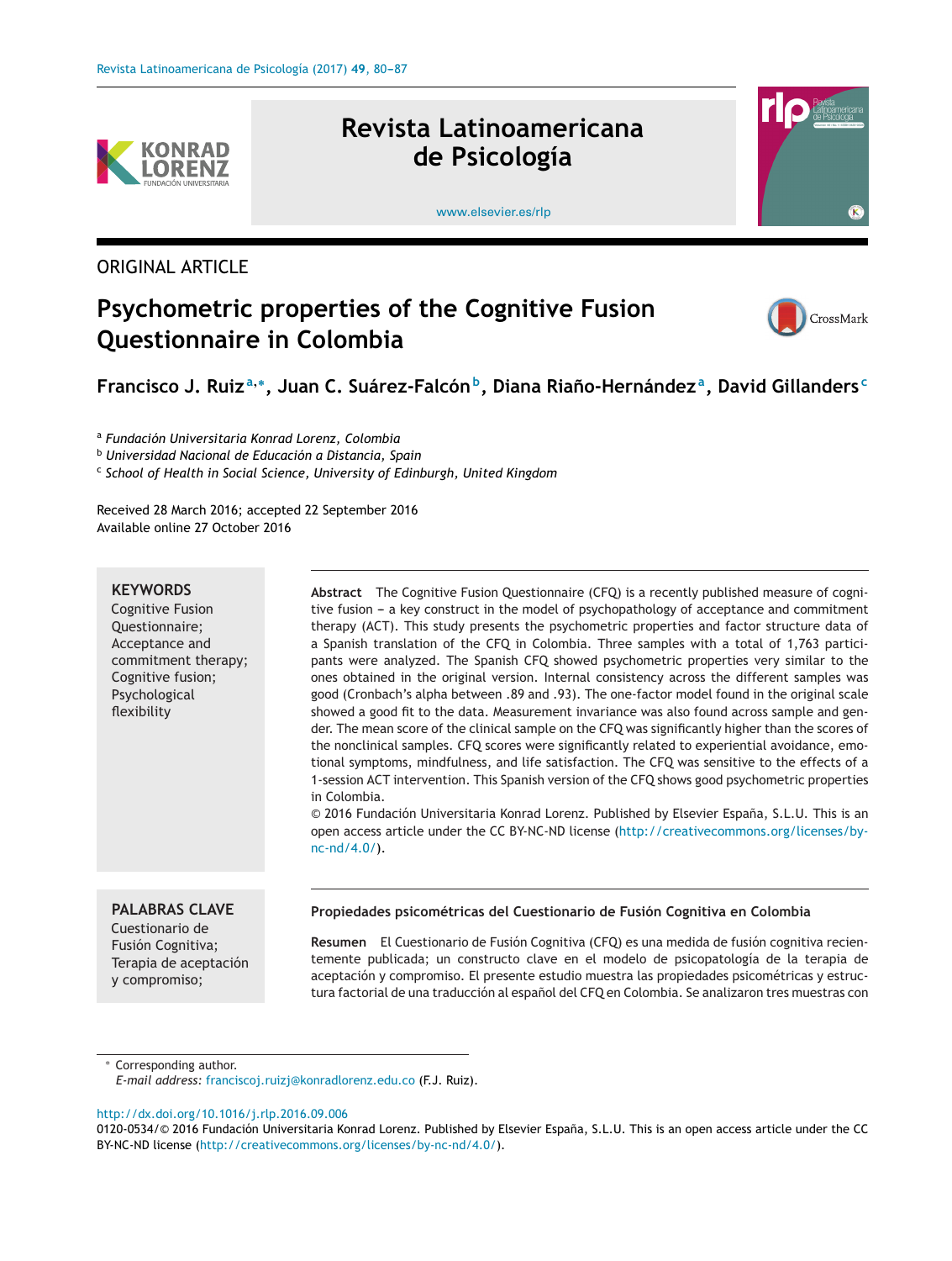ORIGINAL ARTICLE

# Psychometric properties of the Cognitive Fusion Questionnaire in Colombia

**Francisco J. Ruiz**[a,*], **Juan C. Suárez-Falcón**[b], **Diana Riaño-Hernández**[a], **David Gillanders**[c]

[a] *Fundación Universitaria Konrad Lorenz, Colombia*
[b] *Universidad Nacional de Educación a Distancia, Spain*
[c] *School of Health in Social Science, University of Edinburgh, United Kingdom*

Received 28 March 2016; accepted 22 September 2016
Available online 27 October 2016

**KEYWORDS**
Cognitive Fusion Questionnaire;
Acceptance and commitment therapy;
Cognitive fusion;
Psychological flexibility

**Abstract** The Cognitive Fusion Questionnaire (CFQ) is a recently published measure of cognitive fusion – a key construct in the model of psychopathology of acceptance and commitment therapy (ACT). This study presents the psychometric properties and factor structure data of a Spanish translation of the CFQ in Colombia. Three samples with a total of 1,763 participants were analyzed. The Spanish CFQ showed psychometric properties very similar to the ones obtained in the original version. Internal consistency across the different samples was good (Cronbach's alpha between .89 and .93). The one-factor model found in the original scale showed a good fit to the data. Measurement invariance was also found across sample and gender. The mean score of the clinical sample on the CFQ was significantly higher than the scores of the nonclinical samples. CFQ scores were significantly related to experiential avoidance, emotional symptoms, mindfulness, and life satisfaction. The CFQ was sensitive to the effects of a 1-session ACT intervention. This Spanish version of the CFQ shows good psychometric properties in Colombia.
© 2016 Fundación Universitaria Konrad Lorenz. Published by Elsevier España, S.L.U. This is an open access article under the CC BY-NC-ND license (http://creativecommons.org/licenses/by-nc-nd/4.0/).

**PALABRAS CLAVE**
Cuestionario de Fusión Cognitiva;
Terapia de aceptación y compromiso;

**Propiedades psicométricas del Cuestionario de Fusión Cognitiva en Colombia**

**Resumen** El Cuestionario de Fusión Cognitiva (CFQ) es una medida de fusión cognitiva recientemente publicada; un constructo clave en el modelo de psicopatología de la terapia de aceptación y compromiso. El presente estudio muestra las propiedades psicométricas y estructura factorial de una traducción al español del CFQ en Colombia. Se analizaron tres muestras con

\* Corresponding author.
*E-mail address:* franciscoj.ruizj@konradlorenz.edu.co (F.J. Ruiz).

http://dx.doi.org/10.1016/j.rlp.2016.09.006
0120-0534/© 2016 Fundación Universitaria Konrad Lorenz. Published by Elsevier España, S.L.U. This is an open access article under the CC BY-NC-ND license (http://creativecommons.org/licenses/by-nc-nd/4.0/).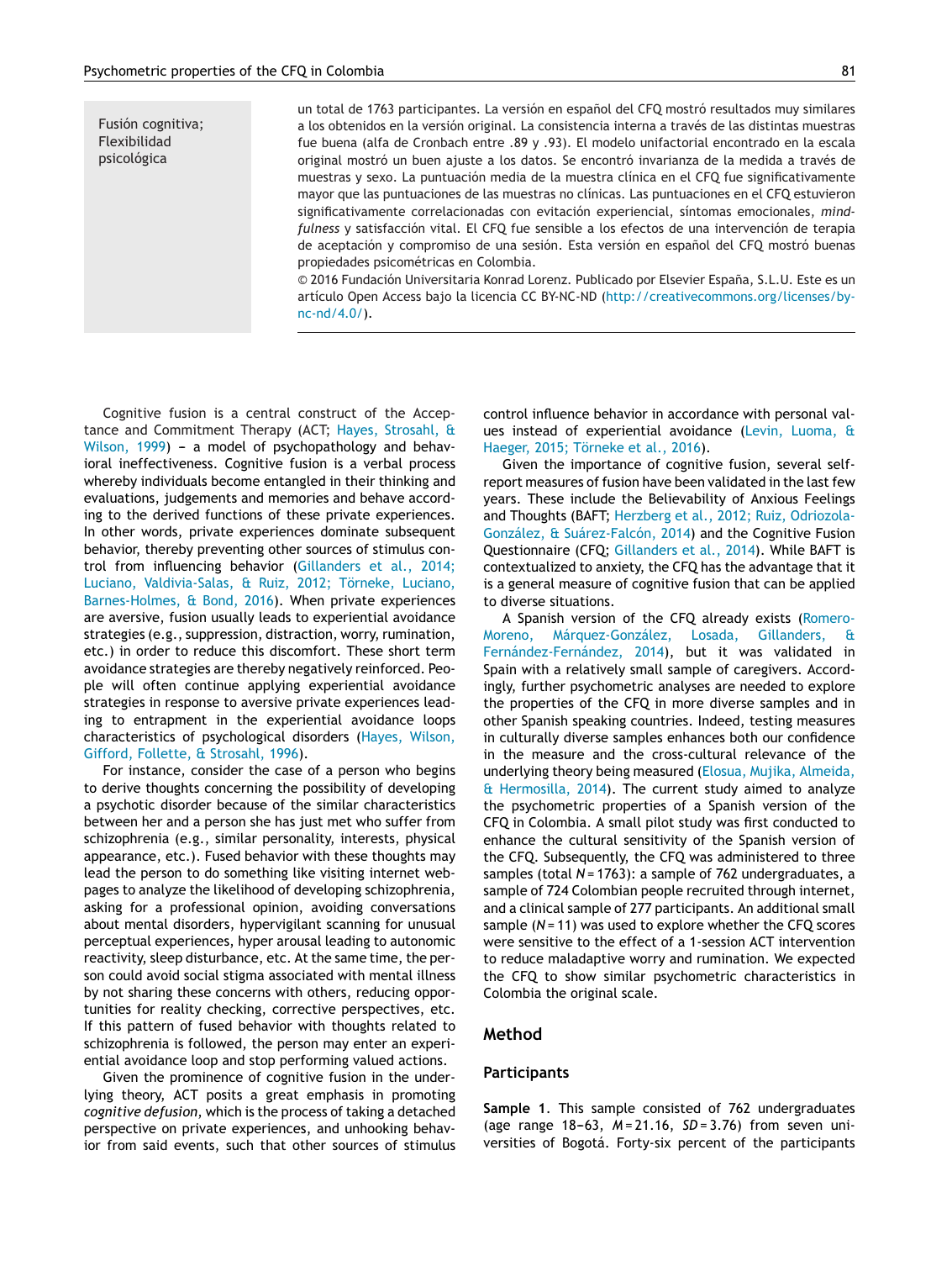Fusión cognitiva;
Flexibilidad psicológica

un total de 1763 participantes. La versión en español del CFQ mostró resultados muy similares a los obtenidos en la versión original. La consistencia interna a través de las distintas muestras fue buena (alfa de Cronbach entre .89 y .93). El modelo unifactorial encontrado en la escala original mostró un buen ajuste a los datos. Se encontró invarianza de la medida a través de muestras y sexo. La puntuación media de la muestra clínica en el CFQ fue significativamente mayor que las puntuaciones de las muestras no clínicas. Las puntuaciones en el CFQ estuvieron significativamente correlacionadas con evitación experiencial, síntomas emocionales, *mindfulness* y satisfacción vital. El CFQ fue sensible a los efectos de una intervención de terapia de aceptación y compromiso de una sesión. Esta versión en español del CFQ mostró buenas propiedades psicométricas en Colombia.

© 2016 Fundación Universitaria Konrad Lorenz. Publicado por Elsevier España, S.L.U. Este es un artículo Open Access bajo la licencia CC BY-NC-ND (http://creativecommons.org/licenses/by-nc-nd/4.0/).

Cognitive fusion is a central construct of the Acceptance and Commitment Therapy (ACT; Hayes, Strosahl, & Wilson, 1999) – a model of psychopathology and behavioral ineffectiveness. Cognitive fusion is a verbal process whereby individuals become entangled in their thinking and evaluations, judgements and memories and behave according to the derived functions of these private experiences. In other words, private experiences dominate subsequent behavior, thereby preventing other sources of stimulus control from influencing behavior (Gillanders et al., 2014; Luciano, Valdivia-Salas, & Ruiz, 2012; Törneke, Luciano, Barnes-Holmes, & Bond, 2016). When private experiences are aversive, fusion usually leads to experiential avoidance strategies (e.g., suppression, distraction, worry, rumination, etc.) in order to reduce this discomfort. These short term avoidance strategies are thereby negatively reinforced. People will often continue applying experiential avoidance strategies in response to aversive private experiences leading to entrapment in the experiential avoidance loops characteristics of psychological disorders (Hayes, Wilson, Gifford, Follette, & Strosahl, 1996).

For instance, consider the case of a person who begins to derive thoughts concerning the possibility of developing a psychotic disorder because of the similar characteristics between her and a person she has just met who suffer from schizophrenia (e.g., similar personality, interests, physical appearance, etc.). Fused behavior with these thoughts may lead the person to do something like visiting internet webpages to analyze the likelihood of developing schizophrenia, asking for a professional opinion, avoiding conversations about mental disorders, hypervigilant scanning for unusual perceptual experiences, hyper arousal leading to autonomic reactivity, sleep disturbance, etc. At the same time, the person could avoid social stigma associated with mental illness by not sharing these concerns with others, reducing opportunities for reality checking, corrective perspectives, etc. If this pattern of fused behavior with thoughts related to schizophrenia is followed, the person may enter an experiential avoidance loop and stop performing valued actions.

Given the prominence of cognitive fusion in the underlying theory, ACT posits a great emphasis in promoting *cognitive defusion*, which is the process of taking a detached perspective on private experiences, and unhooking behavior from said events, such that other sources of stimulus control influence behavior in accordance with personal values instead of experiential avoidance (Levin, Luoma, & Haeger, 2015; Törneke et al., 2016).

Given the importance of cognitive fusion, several self-report measures of fusion have been validated in the last few years. These include the Believability of Anxious Feelings and Thoughts (BAFT; Herzberg et al., 2012; Ruiz, Odriozola-González, & Suárez-Falcón, 2014) and the Cognitive Fusion Questionnaire (CFQ; Gillanders et al., 2014). While BAFT is contextualized to anxiety, the CFQ has the advantage that it is a general measure of cognitive fusion that can be applied to diverse situations.

A Spanish version of the CFQ already exists (Romero-Moreno, Márquez-González, Losada, Gillanders, & Fernández-Fernández, 2014), but it was validated in Spain with a relatively small sample of caregivers. Accordingly, further psychometric analyses are needed to explore the properties of the CFQ in more diverse samples and in other Spanish speaking countries. Indeed, testing measures in culturally diverse samples enhances both our confidence in the measure and the cross-cultural relevance of the underlying theory being measured (Elosua, Mujika, Almeida, & Hermosilla, 2014). The current study aimed to analyze the psychometric properties of a Spanish version of the CFQ in Colombia. A small pilot study was first conducted to enhance the cultural sensitivity of the Spanish version of the CFQ. Subsequently, the CFQ was administered to three samples (total $N = 1763$): a sample of 762 undergraduates, a sample of 724 Colombian people recruited through internet, and a clinical sample of 277 participants. An additional small sample ($N = 11$) was used to explore whether the CFQ scores were sensitive to the effect of a 1-session ACT intervention to reduce maladaptive worry and rumination. We expected the CFQ to show similar psychometric characteristics in Colombia the original scale.

## Method

### Participants

**Sample 1**. This sample consisted of 762 undergraduates (age range 18–63, $M = 21.16$, $SD = 3.76$) from seven universities of Bogotá. Forty-six percent of the participants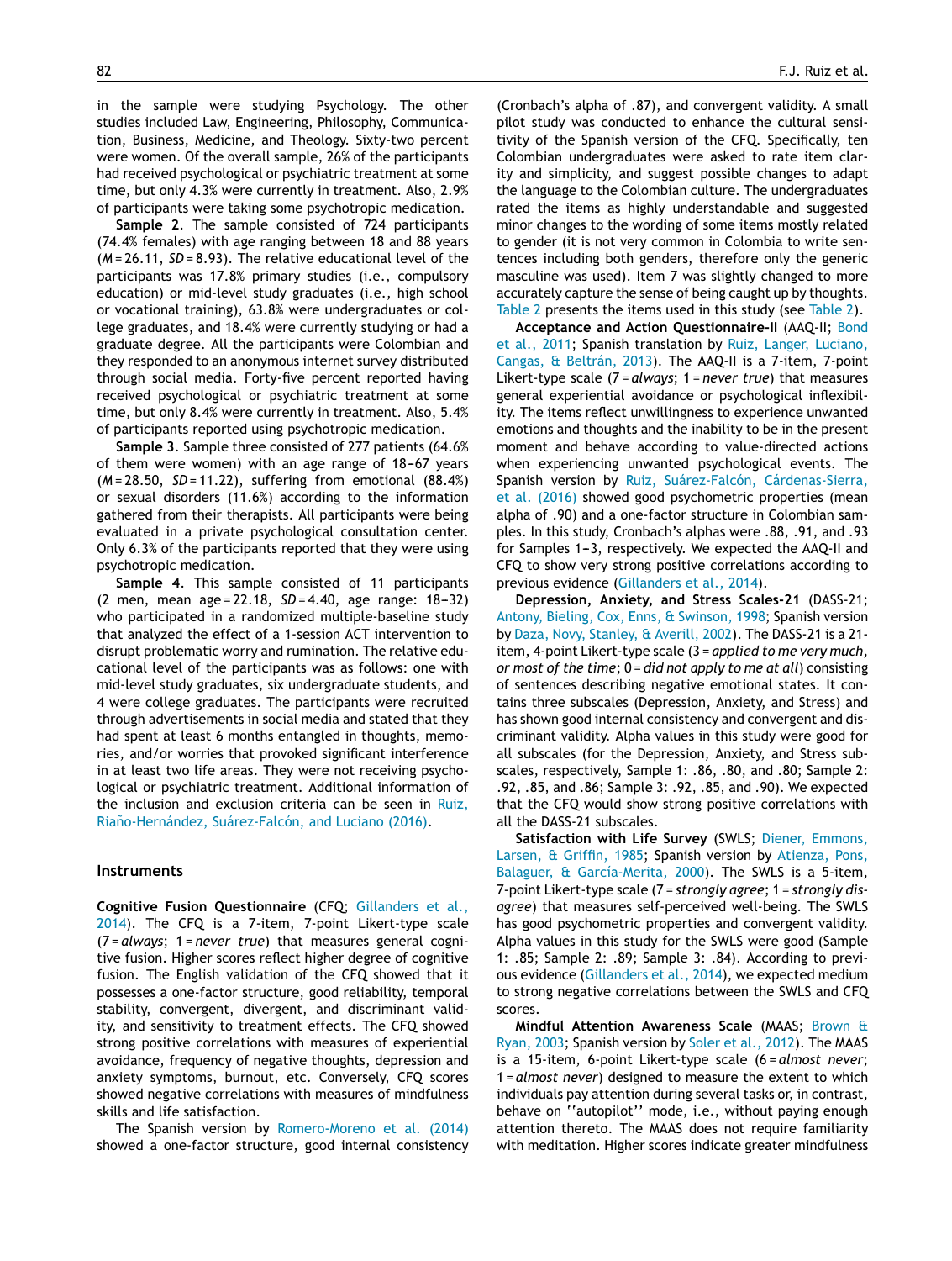in the sample were studying Psychology. The other studies included Law, Engineering, Philosophy, Communication, Business, Medicine, and Theology. Sixty-two percent were women. Of the overall sample, 26% of the participants had received psychological or psychiatric treatment at some time, but only 4.3% were currently in treatment. Also, 2.9% of participants were taking some psychotropic medication.

**Sample 2**. The sample consisted of 724 participants (74.4% females) with age ranging between 18 and 88 years (*M* = 26.11, *SD* = 8.93). The relative educational level of the participants was 17.8% primary studies (i.e., compulsory education) or mid-level study graduates (i.e., high school or vocational training), 63.8% were undergraduates or college graduates, and 18.4% were currently studying or had a graduate degree. All the participants were Colombian and they responded to an anonymous internet survey distributed through social media. Forty-five percent reported having received psychological or psychiatric treatment at some time, but only 8.4% were currently in treatment. Also, 5.4% of participants reported using psychotropic medication.

**Sample 3**. Sample three consisted of 277 patients (64.6% of them were women) with an age range of 18–67 years (*M* = 28.50, *SD* = 11.22), suffering from emotional (88.4%) or sexual disorders (11.6%) according to the information gathered from their therapists. All participants were being evaluated in a private psychological consultation center. Only 6.3% of the participants reported that they were using psychotropic medication.

**Sample 4**. This sample consisted of 11 participants (2 men, mean age = 22.18, *SD* = 4.40, age range: 18–32) who participated in a randomized multiple-baseline study that analyzed the effect of a 1-session ACT intervention to disrupt problematic worry and rumination. The relative educational level of the participants was as follows: one with mid-level study graduates, six undergraduate students, and 4 were college graduates. The participants were recruited through advertisements in social media and stated that they had spent at least 6 months entangled in thoughts, memories, and/or worries that provoked significant interference in at least two life areas. They were not receiving psychological or psychiatric treatment. Additional information of the inclusion and exclusion criteria can be seen in Ruiz, Riaño-Hernández, Suárez-Falcón, and Luciano (2016).

## Instruments

**Cognitive Fusion Questionnaire** (CFQ; Gillanders et al., 2014). The CFQ is a 7-item, 7-point Likert-type scale (7 = *always*; 1 = *never true*) that measures general cognitive fusion. Higher scores reflect higher degree of cognitive fusion. The English validation of the CFQ showed that it possesses a one-factor structure, good reliability, temporal stability, convergent, divergent, and discriminant validity, and sensitivity to treatment effects. The CFQ showed strong positive correlations with measures of experiential avoidance, frequency of negative thoughts, depression and anxiety symptoms, burnout, etc. Conversely, CFQ scores showed negative correlations with measures of mindfulness skills and life satisfaction.

The Spanish version by Romero-Moreno et al. (2014) showed a one-factor structure, good internal consistency (Cronbach's alpha of .87), and convergent validity. A small pilot study was conducted to enhance the cultural sensitivity of the Spanish version of the CFQ. Specifically, ten Colombian undergraduates were asked to rate item clarity and simplicity, and suggest possible changes to adapt the language to the Colombian culture. The undergraduates rated the items as highly understandable and suggested minor changes to the wording of some items mostly related to gender (it is not very common in Colombia to write sentences including both genders, therefore only the generic masculine was used). Item 7 was slightly changed to more accurately capture the sense of being caught up by thoughts. Table 2 presents the items used in this study (see Table 2).

**Acceptance and Action Questionnaire-II** (AAQ-II; Bond et al., 2011; Spanish translation by Ruiz, Langer, Luciano, Cangas, & Beltrán, 2013). The AAQ-II is a 7-item, 7-point Likert-type scale (7 = *always*; 1 = *never true*) that measures general experiential avoidance or psychological inflexibility. The items reflect unwillingness to experience unwanted emotions and thoughts and the inability to be in the present moment and behave according to value-directed actions when experiencing unwanted psychological events. The Spanish version by Ruiz, Suárez-Falcón, Cárdenas-Sierra, et al. (2016) showed good psychometric properties (mean alpha of .90) and a one-factor structure in Colombian samples. In this study, Cronbach's alphas were .88, .91, and .93 for Samples 1–3, respectively. We expected the AAQ-II and CFQ to show very strong positive correlations according to previous evidence (Gillanders et al., 2014).

**Depression, Anxiety, and Stress Scales-21** (DASS-21; Antony, Bieling, Cox, Enns, & Swinson, 1998; Spanish version by Daza, Novy, Stanley, & Averill, 2002). The DASS-21 is a 21-item, 4-point Likert-type scale (3 = *applied to me very much, or most of the time*; 0 = *did not apply to me at all*) consisting of sentences describing negative emotional states. It contains three subscales (Depression, Anxiety, and Stress) and has shown good internal consistency and convergent and discriminant validity. Alpha values in this study were good for all subscales (for the Depression, Anxiety, and Stress subscales, respectively, Sample 1: .86, .80, and .80; Sample 2: .92, .85, and .86; Sample 3: .92, .85, and .90). We expected that the CFQ would show strong positive correlations with all the DASS-21 subscales.

**Satisfaction with Life Survey** (SWLS; Diener, Emmons, Larsen, & Griffin, 1985; Spanish version by Atienza, Pons, Balaguer, & García-Merita, 2000). The SWLS is a 5-item, 7-point Likert-type scale (7 = *strongly agree*; 1 = *strongly disagree*) that measures self-perceived well-being. The SWLS has good psychometric properties and convergent validity. Alpha values in this study for the SWLS were good (Sample 1: .85; Sample 2: .89; Sample 3: .84). According to previous evidence (Gillanders et al., 2014), we expected medium to strong negative correlations between the SWLS and CFQ scores.

**Mindful Attention Awareness Scale** (MAAS; Brown & Ryan, 2003; Spanish version by Soler et al., 2012). The MAAS is a 15-item, 6-point Likert-type scale (6 = *almost never*; 1 = *almost never*) designed to measure the extent to which individuals pay attention during several tasks or, in contrast, behave on ''autopilot'' mode, i.e., without paying enough attention thereto. The MAAS does not require familiarity with meditation. Higher scores indicate greater mindfulness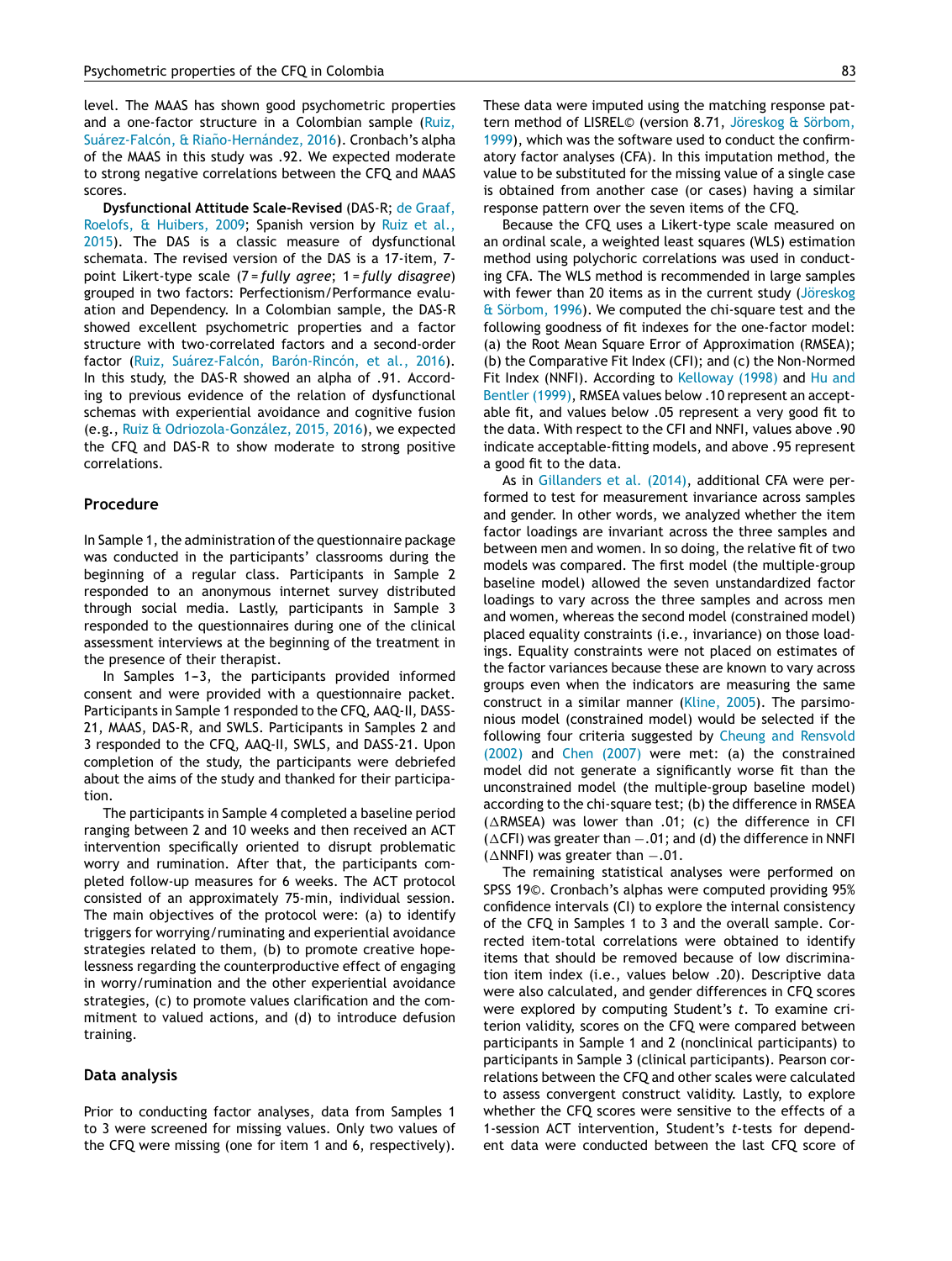level. The MAAS has shown good psychometric properties and a one-factor structure in a Colombian sample (Ruiz, Suárez-Falcón, & Riaño-Hernández, 2016). Cronbach's alpha of the MAAS in this study was .92. We expected moderate to strong negative correlations between the CFQ and MAAS scores.

**Dysfunctional Attitude Scale-Revised** (DAS-R; de Graaf, Roelofs, & Huibers, 2009; Spanish version by Ruiz et al., 2015). The DAS is a classic measure of dysfunctional schemata. The revised version of the DAS is a 17-item, 7-point Likert-type scale (7 = *fully agree*; 1 = *fully disagree*) grouped in two factors: Perfectionism/Performance evaluation and Dependency. In a Colombian sample, the DAS-R showed excellent psychometric properties and a factor structure with two-correlated factors and a second-order factor (Ruiz, Suárez-Falcón, Barón-Rincón, et al., 2016). In this study, the DAS-R showed an alpha of .91. According to previous evidence of the relation of dysfunctional schemas with experiential avoidance and cognitive fusion (e.g., Ruiz & Odriozola-González, 2015, 2016), we expected the CFQ and DAS-R to show moderate to strong positive correlations.

### Procedure

In Sample 1, the administration of the questionnaire package was conducted in the participants' classrooms during the beginning of a regular class. Participants in Sample 2 responded to an anonymous internet survey distributed through social media. Lastly, participants in Sample 3 responded to the questionnaires during one of the clinical assessment interviews at the beginning of the treatment in the presence of their therapist.

In Samples 1–3, the participants provided informed consent and were provided with a questionnaire packet. Participants in Sample 1 responded to the CFQ, AAQ-II, DASS-21, MAAS, DAS-R, and SWLS. Participants in Samples 2 and 3 responded to the CFQ, AAQ-II, SWLS, and DASS-21. Upon completion of the study, the participants were debriefed about the aims of the study and thanked for their participation.

The participants in Sample 4 completed a baseline period ranging between 2 and 10 weeks and then received an ACT intervention specifically oriented to disrupt problematic worry and rumination. After that, the participants completed follow-up measures for 6 weeks. The ACT protocol consisted of an approximately 75-min, individual session. The main objectives of the protocol were: (a) to identify triggers for worrying/ruminating and experiential avoidance strategies related to them, (b) to promote creative hopelessness regarding the counterproductive effect of engaging in worry/rumination and the other experiential avoidance strategies, (c) to promote values clarification and the commitment to valued actions, and (d) to introduce defusion training.

### Data analysis

Prior to conducting factor analyses, data from Samples 1 to 3 were screened for missing values. Only two values of the CFQ were missing (one for item 1 and 6, respectively). These data were imputed using the matching response pattern method of LISREL© (version 8.71, Jöreskog & Sörbom, 1999), which was the software used to conduct the confirmatory factor analyses (CFA). In this imputation method, the value to be substituted for the missing value of a single case is obtained from another case (or cases) having a similar response pattern over the seven items of the CFQ.

Because the CFQ uses a Likert-type scale measured on an ordinal scale, a weighted least squares (WLS) estimation method using polychoric correlations was used in conducting CFA. The WLS method is recommended in large samples with fewer than 20 items as in the current study (Jöreskog & Sörbom, 1996). We computed the chi-square test and the following goodness of fit indexes for the one-factor model: (a) the Root Mean Square Error of Approximation (RMSEA); (b) the Comparative Fit Index (CFI); and (c) the Non-Normed Fit Index (NNFI). According to Kelloway (1998) and Hu and Bentler (1999), RMSEA values below .10 represent an acceptable fit, and values below .05 represent a very good fit to the data. With respect to the CFI and NNFI, values above .90 indicate acceptable-fitting models, and above .95 represent a good fit to the data.

As in Gillanders et al. (2014), additional CFA were performed to test for measurement invariance across samples and gender. In other words, we analyzed whether the item factor loadings are invariant across the three samples and between men and women. In so doing, the relative fit of two models was compared. The first model (the multiple-group baseline model) allowed the seven unstandardized factor loadings to vary across the three samples and across men and women, whereas the second model (constrained model) placed equality constraints (i.e., invariance) on those loadings. Equality constraints were not placed on estimates of the factor variances because these are known to vary across groups even when the indicators are measuring the same construct in a similar manner (Kline, 2005). The parsimonious model (constrained model) would be selected if the following four criteria suggested by Cheung and Rensvold (2002) and Chen (2007) were met: (a) the constrained model did not generate a significantly worse fit than the unconstrained model (the multiple-group baseline model) according to the chi-square test; (b) the difference in RMSEA ($\Delta$RMSEA) was lower than .01; (c) the difference in CFI ($\Delta$CFI) was greater than −.01; and (d) the difference in NNFI ($\Delta$NNFI) was greater than −.01.

The remaining statistical analyses were performed on SPSS 19©. Cronbach's alphas were computed providing 95% confidence intervals (CI) to explore the internal consistency of the CFQ in Samples 1 to 3 and the overall sample. Corrected item-total correlations were obtained to identify items that should be removed because of low discrimination item index (i.e., values below .20). Descriptive data were also calculated, and gender differences in CFQ scores were explored by computing Student's $t$. To examine criterion validity, scores on the CFQ were compared between participants in Sample 1 and 2 (nonclinical participants) to participants in Sample 3 (clinical participants). Pearson correlations between the CFQ and other scales were calculated to assess convergent construct validity. Lastly, to explore whether the CFQ scores were sensitive to the effects of a 1-session ACT intervention, Student's $t$-tests for dependent data were conducted between the last CFQ score of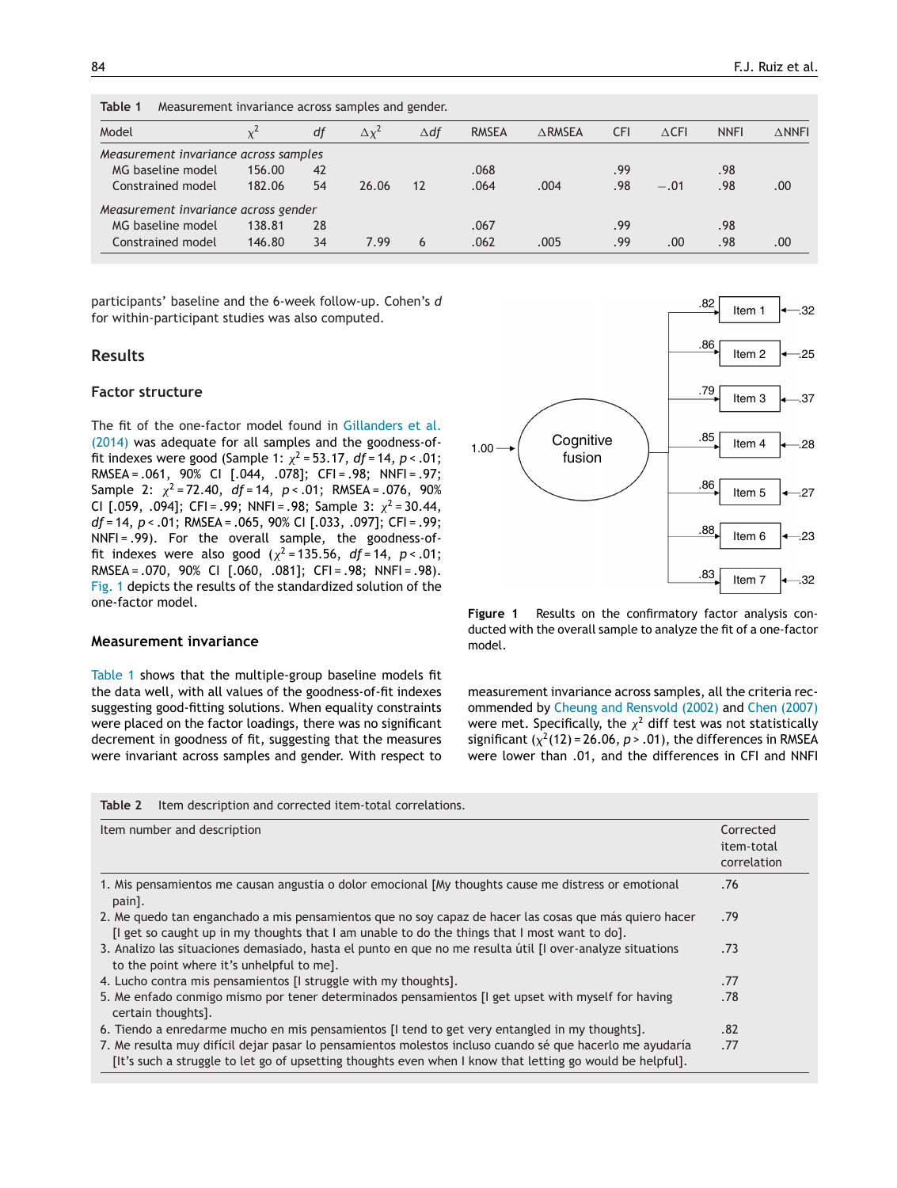**Table 1** Measurement invariance across samples and gender.

| Model | $\chi^2$ | *df* | $\Delta\chi^2$ | $\Delta df$ | RMSEA | ΔRMSEA | CFI | ΔCFI | NNFI | ΔNNFI |
|---|---|---|---|---|---|---|---|---|---|---|
| *Measurement invariance across samples* | | | | | | | | | | |
| MG baseline model | 156.00 | 42 | | | .068 | | .99 | | .98 | |
| Constrained model | 182.06 | 54 | 26.06 | 12 | .064 | .004 | .98 | −.01 | .98 | .00 |
| *Measurement invariance across gender* | | | | | | | | | | |
| MG baseline model | 138.81 | 28 | | | .067 | | .99 | | .98 | |
| Constrained model | 146.80 | 34 | 7.99 | 6 | .062 | .005 | .99 | .00 | .98 | .00 |

participants' baseline and the 6-week follow-up. Cohen's *d* for within-participant studies was also computed.

## Results

### Factor structure

The fit of the one-factor model found in Gillanders et al. (2014) was adequate for all samples and the goodness-of-fit indexes were good (Sample 1: $\chi^2 = 53.17$, $df = 14$, $p < .01$; RMSEA = .061, 90% CI [.044, .078]; CFI = .98; NNFI = .97; Sample 2: $\chi^2 = 72.40$, $df = 14$, $p < .01$; RMSEA = .076, 90% CI [.059, .094]; CFI = .99; NNFI = .98; Sample 3: $\chi^2 = 30.44$, $df = 14$, $p < .01$; RMSEA = .065, 90% CI [.033, .097]; CFI = .99; NNFI = .99). For the overall sample, the goodness-of-fit indexes were also good ($\chi^2 = 135.56$, $df = 14$, $p < .01$; RMSEA = .070, 90% CI [.060, .081]; CFI = .98; NNFI = .98). Fig. 1 depicts the results of the standardized solution of the one-factor model.

**Figure 1** Results on the confirmatory factor analysis conducted with the overall sample to analyze the fit of a one-factor model.

### Measurement invariance

Table 1 shows that the multiple-group baseline models fit the data well, with all values of the goodness-of-fit indexes suggesting good-fitting solutions. When equality constraints were placed on the factor loadings, there was no significant decrement in goodness of fit, suggesting that the measures were invariant across samples and gender. With respect to measurement invariance across samples, all the criteria recommended by Cheung and Rensvold (2002) and Chen (2007) were met. Specifically, the $\chi^2$ diff test was not statistically significant ($\chi^2(12) = 26.06$, $p > .01$), the differences in RMSEA were lower than .01, and the differences in CFI and NNFI

**Table 2** Item description and corrected item-total correlations.

| Item number and description | Corrected item-total correlation |
|---|---|
| 1. Mis pensamientos me causan angustia o dolor emocional [My thoughts cause me distress or emotional pain]. | .76 |
| 2. Me quedo tan enganchado a mis pensamientos que no soy capaz de hacer las cosas que más quiero hacer [I get so caught up in my thoughts that I am unable to do the things that I most want to do]. | .79 |
| 3. Analizo las situaciones demasiado, hasta el punto en que no me resulta útil [I over-analyze situations to the point where it's unhelpful to me]. | .73 |
| 4. Lucho contra mis pensamientos [I struggle with my thoughts]. | .77 |
| 5. Me enfado conmigo mismo por tener determinados pensamientos [I get upset with myself for having certain thoughts]. | .78 |
| 6. Tiendo a enredarme mucho en mis pensamientos [I tend to get very entangled in my thoughts]. | .82 |
| 7. Me resulta muy difícil dejar pasar lo pensamientos molestos incluso cuando sé que hacerlo me ayudaría [It's such a struggle to let go of upsetting thoughts even when I know that letting go would be helpful]. | .77 |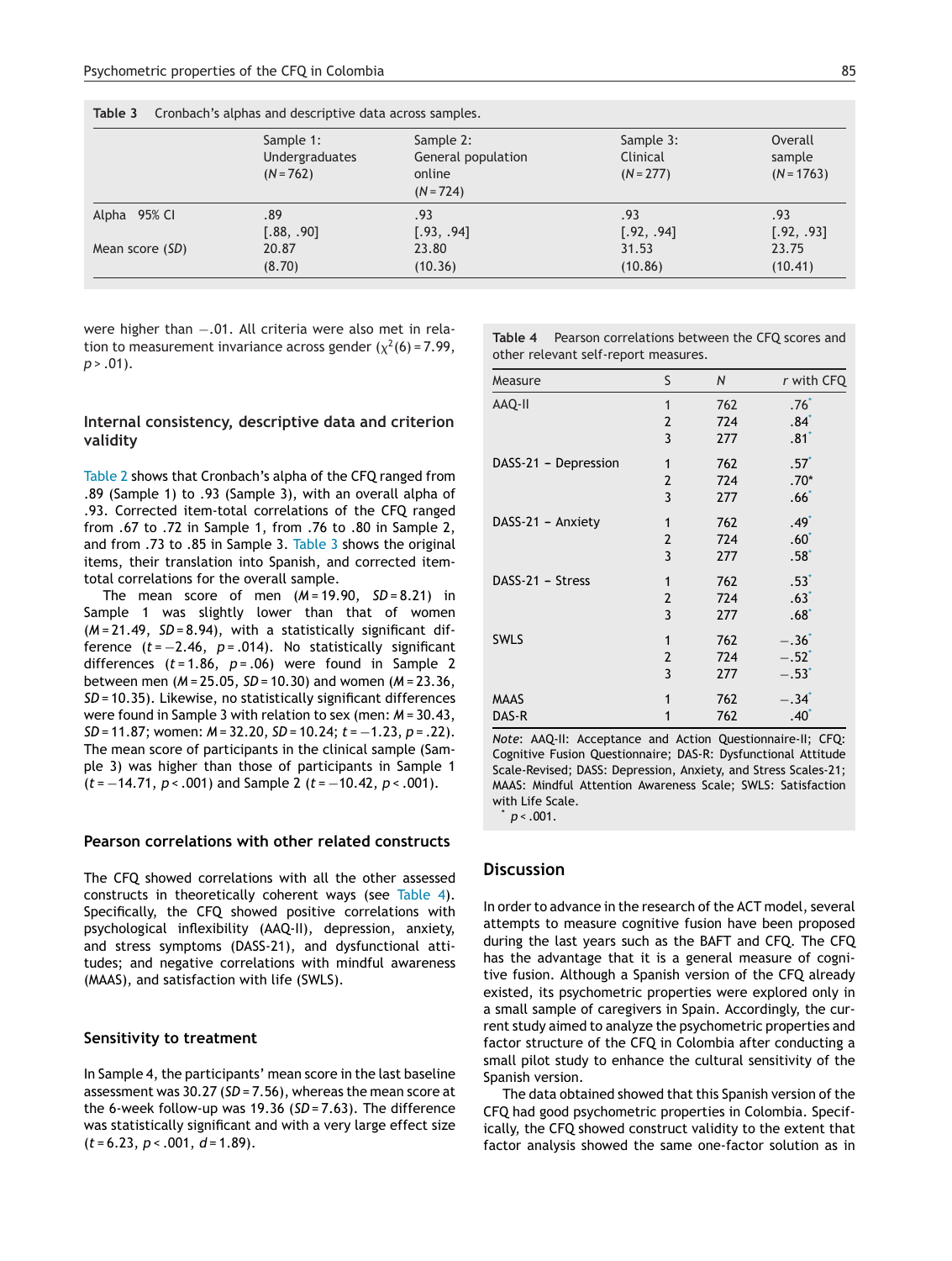**Table 3** Cronbach's alphas and descriptive data across samples.

| | Sample 1: Undergraduates ($N$ = 762) | Sample 2: General population online ($N$ = 724) | Sample 3: Clinical ($N$ = 277) | Overall sample ($N$ = 1763) |
|---|---|---|---|---|
| Alpha 95% CI | .89 [.88, .90] | .93 [.93, .94] | .93 [.92, .94] | .93 [.92, .93] |
| Mean score ($SD$) | 20.87 (8.70) | 23.80 (10.36) | 31.53 (10.86) | 23.75 (10.41) |

were higher than −.01. All criteria were also met in relation to measurement invariance across gender ($\chi^2(6)$ = 7.99, $p$ > .01).

## Internal consistency, descriptive data and criterion validity

Table 2 shows that Cronbach's alpha of the CFQ ranged from .89 (Sample 1) to .93 (Sample 3), with an overall alpha of .93. Corrected item-total correlations of the CFQ ranged from .67 to .72 in Sample 1, from .76 to .80 in Sample 2, and from .73 to .85 in Sample 3. Table 3 shows the original items, their translation into Spanish, and corrected item-total correlations for the overall sample.

The mean score of men ($M$ = 19.90, $SD$ = 8.21) in Sample 1 was slightly lower than that of women ($M$ = 21.49, $SD$ = 8.94), with a statistically significant difference ($t$ = −2.46, $p$ = .014). No statistically significant differences ($t$ = 1.86, $p$ = .06) were found in Sample 2 between men ($M$ = 25.05, $SD$ = 10.30) and women ($M$ = 23.36, $SD$ = 10.35). Likewise, no statistically significant differences were found in Sample 3 with relation to sex (men: $M$ = 30.43, $SD$ = 11.87; women: $M$ = 32.20, $SD$ = 10.24; $t$ = −1.23, $p$ = .22). The mean score of participants in the clinical sample (Sample 3) was higher than those of participants in Sample 1 ($t$ = −14.71, $p$ < .001) and Sample 2 ($t$ = −10.42, $p$ < .001).

## Pearson correlations with other related constructs

The CFQ showed correlations with all the other assessed constructs in theoretically coherent ways (see Table 4). Specifically, the CFQ showed positive correlations with psychological inflexibility (AAQ-II), depression, anxiety, and stress symptoms (DASS-21), and dysfunctional attitudes; and negative correlations with mindful awareness (MAAS), and satisfaction with life (SWLS).

## Sensitivity to treatment

In Sample 4, the participants' mean score in the last baseline assessment was 30.27 ($SD$ = 7.56), whereas the mean score at the 6-week follow-up was 19.36 ($SD$ = 7.63). The difference was statistically significant and with a very large effect size ($t$ = 6.23, $p$ < .001, $d$ = 1.89).

**Table 4** Pearson correlations between the CFQ scores and other relevant self-report measures.

| Measure | S | $N$ | $r$ with CFQ |
|---|---|---|---|
| AAQ-II | 1 | 762 | .76* |
| | 2 | 724 | .84* |
| | 3 | 277 | .81* |
| DASS-21 – Depression | 1 | 762 | .57* |
| | 2 | 724 | .70* |
| | 3 | 277 | .66* |
| DASS-21 – Anxiety | 1 | 762 | .49* |
| | 2 | 724 | .60* |
| | 3 | 277 | .58* |
| DASS-21 – Stress | 1 | 762 | .53* |
| | 2 | 724 | .63* |
| | 3 | 277 | .68* |
| SWLS | 1 | 762 | −.36* |
| | 2 | 724 | −.52* |
| | 3 | 277 | −.53* |
| MAAS | 1 | 762 | −.34* |
| DAS-R | 1 | 762 | .40* |

*Note*: AAQ-II: Acceptance and Action Questionnaire-II; CFQ: Cognitive Fusion Questionnaire; DAS-R: Dysfunctional Attitude Scale-Revised; DASS: Depression, Anxiety, and Stress Scales-21; MAAS: Mindful Attention Awareness Scale; SWLS: Satisfaction with Life Scale.
* $p$ < .001.

## Discussion

In order to advance in the research of the ACT model, several attempts to measure cognitive fusion have been proposed during the last years such as the BAFT and CFQ. The CFQ has the advantage that it is a general measure of cognitive fusion. Although a Spanish version of the CFQ already existed, its psychometric properties were explored only in a small sample of caregivers in Spain. Accordingly, the current study aimed to analyze the psychometric properties and factor structure of the CFQ in Colombia after conducting a small pilot study to enhance the cultural sensitivity of the Spanish version.

The data obtained showed that this Spanish version of the CFQ had good psychometric properties in Colombia. Specifically, the CFQ showed construct validity to the extent that factor analysis showed the same one-factor solution as in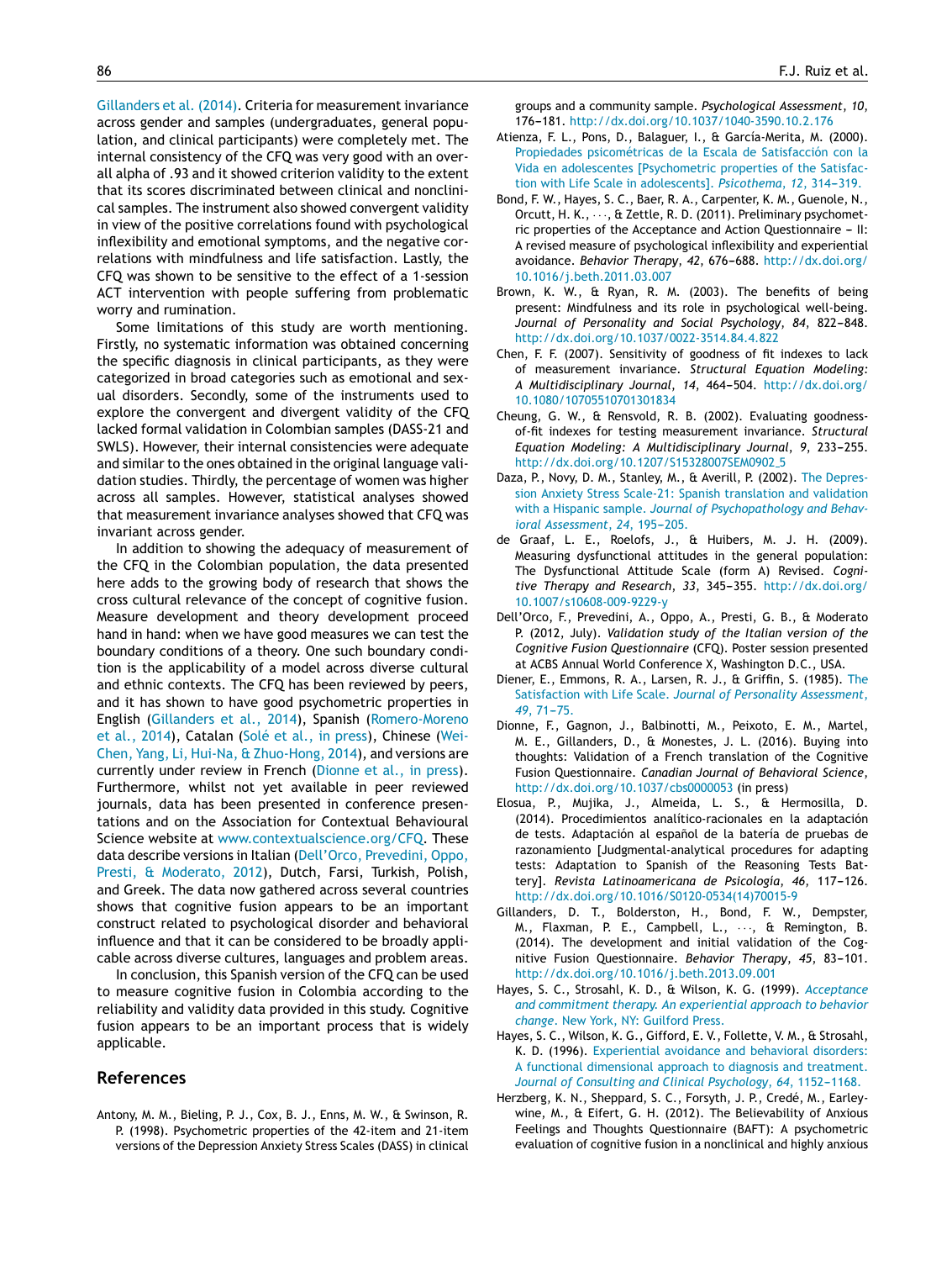Gillanders et al. (2014). Criteria for measurement invariance across gender and samples (undergraduates, general population, and clinical participants) were completely met. The internal consistency of the CFQ was very good with an overall alpha of .93 and it showed criterion validity to the extent that its scores discriminated between clinical and nonclinical samples. The instrument also showed convergent validity in view of the positive correlations found with psychological inflexibility and emotional symptoms, and the negative correlations with mindfulness and life satisfaction. Lastly, the CFQ was shown to be sensitive to the effect of a 1-session ACT intervention with people suffering from problematic worry and rumination.

Some limitations of this study are worth mentioning. Firstly, no systematic information was obtained concerning the specific diagnosis in clinical participants, as they were categorized in broad categories such as emotional and sexual disorders. Secondly, some of the instruments used to explore the convergent and divergent validity of the CFQ lacked formal validation in Colombian samples (DASS-21 and SWLS). However, their internal consistencies were adequate and similar to the ones obtained in the original language validation studies. Thirdly, the percentage of women was higher across all samples. However, statistical analyses showed that measurement invariance analyses showed that CFQ was invariant across gender.

In addition to showing the adequacy of measurement of the CFQ in the Colombian population, the data presented here adds to the growing body of research that shows the cross cultural relevance of the concept of cognitive fusion. Measure development and theory development proceed hand in hand: when we have good measures we can test the boundary conditions of a theory. One such boundary condition is the applicability of a model across diverse cultural and ethnic contexts. The CFQ has been reviewed by peers, and it has shown to have good psychometric properties in English (Gillanders et al., 2014), Spanish (Romero-Moreno et al., 2014), Catalan (Solé et al., in press), Chinese (Wei-Chen, Yang, Li, Hui-Na, & Zhuo-Hong, 2014), and versions are currently under review in French (Dionne et al., in press). Furthermore, whilst not yet available in peer reviewed journals, data has been presented in conference presentations and on the Association for Contextual Behavioural Science website at www.contextualscience.org/CFQ. These data describe versions in Italian (Dell'Orco, Prevedini, Oppo, Presti, & Moderato, 2012), Dutch, Farsi, Turkish, Polish, and Greek. The data now gathered across several countries shows that cognitive fusion appears to be an important construct related to psychological disorder and behavioral influence and that it can be considered to be broadly applicable across diverse cultures, languages and problem areas.

In conclusion, this Spanish version of the CFQ can be used to measure cognitive fusion in Colombia according to the reliability and validity data provided in this study. Cognitive fusion appears to be an important process that is widely applicable.

## References

Antony, M. M., Bieling, P. J., Cox, B. J., Enns, M. W., & Swinson, R. P. (1998). Psychometric properties of the 42-item and 21-item versions of the Depression Anxiety Stress Scales (DASS) in clinical groups and a community sample. *Psychological Assessment*, *10*, 176–181. http://dx.doi.org/10.1037/1040-3590.10.2.176

Atienza, F. L., Pons, D., Balaguer, I., & García-Merita, M. (2000). Propiedades psicométricas de la Escala de Satisfacción con la Vida en adolescentes [Psychometric properties of the Satisfaction with Life Scale in adolescents]. *Psicothema*, *12*, 314–319.

Bond, F. W., Hayes, S. C., Baer, R. A., Carpenter, K. M., Guenole, N., Orcutt, H. K., ..., & Zettle, R. D. (2011). Preliminary psychometric properties of the Acceptance and Action Questionnaire – II: A revised measure of psychological inflexibility and experiential avoidance. *Behavior Therapy*, *42*, 676–688. http://dx.doi.org/10.1016/j.beth.2011.03.007

Brown, K. W., & Ryan, R. M. (2003). The benefits of being present: Mindfulness and its role in psychological well-being. *Journal of Personality and Social Psychology*, *84*, 822–848. http://dx.doi.org/10.1037/0022-3514.84.4.822

Chen, F. F. (2007). Sensitivity of goodness of fit indexes to lack of measurement invariance. *Structural Equation Modeling: A Multidisciplinary Journal*, *14*, 464–504. http://dx.doi.org/10.1080/10705510701301834

Cheung, G. W., & Rensvold, R. B. (2002). Evaluating goodness-of-fit indexes for testing measurement invariance. *Structural Equation Modeling: A Multidisciplinary Journal*, *9*, 233–255. http://dx.doi.org/10.1207/S15328007SEM0902_5

Daza, P., Novy, D. M., Stanley, M., & Averill, P. (2002). The Depression Anxiety Stress Scale-21: Spanish translation and validation with a Hispanic sample. *Journal of Psychopathology and Behavioral Assessment*, *24*, 195–205.

de Graaf, L. E., Roelofs, J., & Huibers, M. J. H. (2009). Measuring dysfunctional attitudes in the general population: The Dysfunctional Attitude Scale (form A) Revised. *Cognitive Therapy and Research*, *33*, 345–355. http://dx.doi.org/10.1007/s10608-009-9229-y

Dell'Orco, F., Prevedini, A., Oppo, A., Presti, G. B., & Moderato P. (2012, July). *Validation study of the Italian version of the Cognitive Fusion Questionnaire* (CFQ). Poster session presented at ACBS Annual World Conference X, Washington D.C., USA.

Diener, E., Emmons, R. A., Larsen, R. J., & Griffin, S. (1985). The Satisfaction with Life Scale. *Journal of Personality Assessment*, *49*, 71–75.

Dionne, F., Gagnon, J., Balbinotti, M., Peixoto, E. M., Martel, M. E., Gillanders, D., & Monestes, J. L. (2016). Buying into thoughts: Validation of a French translation of the Cognitive Fusion Questionnaire. *Canadian Journal of Behavioral Science*, http://dx.doi.org/10.1037/cbs0000053 (in press)

Elosua, P., Mujika, J., Almeida, L. S., & Hermosilla, D. (2014). Procedimientos analítico-racionales en la adaptación de tests. Adaptación al español de la batería de pruebas de razonamiento [Judgmental-analytical procedures for adapting tests: Adaptation to Spanish of the Reasoning Tests Battery]. *Revista Latinoamericana de Psicología*, *46*, 117–126. http://dx.doi.org/10.1016/S0120-0534(14)70015-9

Gillanders, D. T., Bolderston, H., Bond, F. W., Dempster, M., Flaxman, P. E., Campbell, L., ..., & Remington, B. (2014). The development and initial validation of the Cognitive Fusion Questionnaire. *Behavior Therapy*, *45*, 83–101. http://dx.doi.org/10.1016/j.beth.2013.09.001

Hayes, S. C., Strosahl, K. D., & Wilson, K. G. (1999). *Acceptance and commitment therapy. An experiential approach to behavior change*. New York, NY: Guilford Press.

Hayes, S. C., Wilson, K. G., Gifford, E. V., Follette, V. M., & Strosahl, K. D. (1996). Experiential avoidance and behavioral disorders: A functional dimensional approach to diagnosis and treatment. *Journal of Consulting and Clinical Psychology*, *64*, 1152–1168.

Herzberg, K. N., Sheppard, S. C., Forsyth, J. P., Credé, M., Earleywine, M., & Eifert, G. H. (2012). The Believability of Anxious Feelings and Thoughts Questionnaire (BAFT): A psychometric evaluation of cognitive fusion in a nonclinical and highly anxious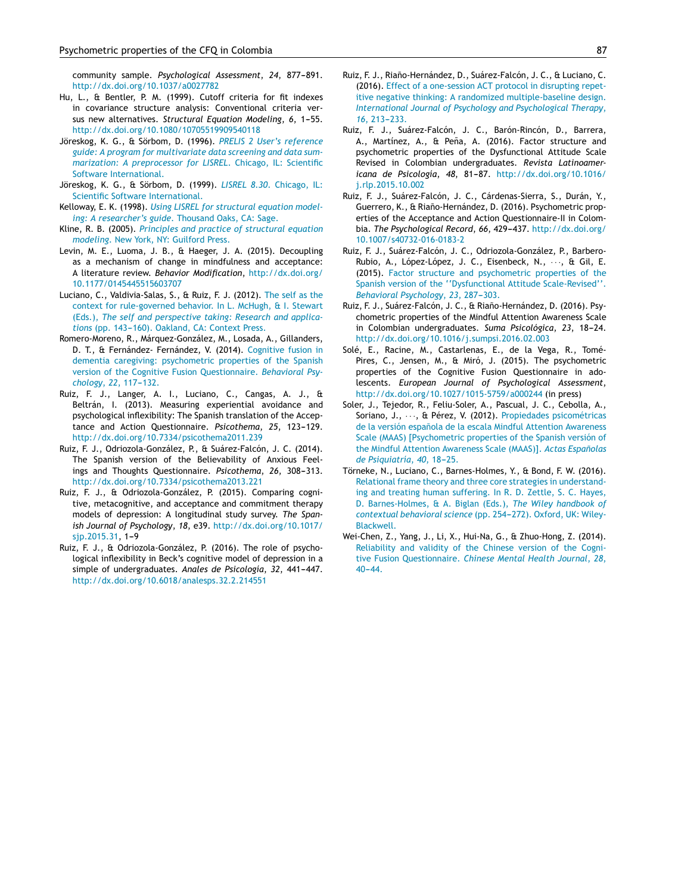community sample. *Psychological Assessment*, *24*, 877–891. http://dx.doi.org/10.1037/a0027782

Hu, L., & Bentler, P. M. (1999). Cutoff criteria for fit indexes in covariance structure analysis: Conventional criteria versus new alternatives. *Structural Equation Modeling*, *6*, 1–55. http://dx.doi.org/10.1080/10705519909540118

Jöreskog, K. G., & Sörbom, D. (1996). *PRELIS 2 User's reference guide: A program for multivariate data screening and data summarization: A preprocessor for LISREL*. Chicago, IL: Scientific Software International.

Jöreskog, K. G., & Sörbom, D. (1999). *LISREL 8.30*. Chicago, IL: Scientific Software International.

Kelloway, E. K. (1998). *Using LISREL for structural equation modeling: A researcher's guide*. Thousand Oaks, CA: Sage.

Kline, R. B. (2005). *Principles and practice of structural equation modeling*. New York, NY: Guilford Press.

Levin, M. E., Luoma, J. B., & Haeger, J. A. (2015). Decoupling as a mechanism of change in mindfulness and acceptance: A literature review. *Behavior Modification*, http://dx.doi.org/10.1177/0145445515603707

Luciano, C., Valdivia-Salas, S., & Ruiz, F. J. (2012). The self as the context for rule-governed behavior. In L. McHugh, & I. Stewart (Eds.), *The self and perspective taking: Research and applications* (pp. 143–160). Oakland, CA: Context Press.

Romero-Moreno, R., Márquez-González, M., Losada, A., Gillanders, D. T., & Fernández- Fernández, V. (2014). Cognitive fusion in dementia caregiving: psychometric properties of the Spanish version of the Cognitive Fusion Questionnaire. *Behavioral Psychology*, *22*, 117–132.

Ruiz, F. J., Langer, A. I., Luciano, C., Cangas, A. J., & Beltrán, I. (2013). Measuring experiential avoidance and psychological inflexibility: The Spanish translation of the Acceptance and Action Questionnaire. *Psicothema*, *25*, 123–129. http://dx.doi.org/10.7334/psicothema2011.239

Ruiz, F. J., Odriozola-González, P., & Suárez-Falcón, J. C. (2014). The Spanish version of the Believability of Anxious Feelings and Thoughts Questionnaire. *Psicothema*, *26*, 308–313. http://dx.doi.org/10.7334/psicothema2013.221

Ruiz, F. J., & Odriozola-González, P. (2015). Comparing cognitive, metacognitive, and acceptance and commitment therapy models of depression: A longitudinal study survey. *The Spanish Journal of Psychology*, *18*, e39. http://dx.doi.org/10.1017/sjp.2015.31, 1–9

Ruiz, F. J., & Odriozola-González, P. (2016). The role of psychological inflexibility in Beck's cognitive model of depression in a simple of undergraduates. *Anales de Psicología*, *32*, 441–447. http://dx.doi.org/10.6018/analesps.32.2.214551

Ruiz, F. J., Riaño-Hernández, D., Suárez-Falcón, J. C., & Luciano, C. (2016). Effect of a one-session ACT protocol in disrupting repetitive negative thinking: A randomized multiple-baseline design. *International Journal of Psychology and Psychological Therapy*, *16*, 213–233.

Ruiz, F. J., Suárez-Falcón, J. C., Barón-Rincón, D., Barrera, A., Martínez, A., & Peña, A. (2016). Factor structure and psychometric properties of the Dysfunctional Attitude Scale Revised in Colombian undergraduates. *Revista Latinoamericana de Psicología*, *48*, 81–87. http://dx.doi.org/10.1016/j.rlp.2015.10.002

Ruiz, F. J., Suárez-Falcón, J. C., Cárdenas-Sierra, S., Durán, Y., Guerrero, K., & Riaño-Hernández, D. (2016). Psychometric properties of the Acceptance and Action Questionnaire-II in Colombia. *The Psychological Record*, *66*, 429–437. http://dx.doi.org/10.1007/s40732-016-0183-2

Ruiz, F. J., Suárez-Falcón, J. C., Odriozola-González, P., Barbero-Rubio, A., López-López, J. C., Eisenbeck, N., ···, & Gil, E. (2015). Factor structure and psychometric properties of the Spanish version of the ''Dysfunctional Attitude Scale-Revised''. *Behavioral Psychology*, *23*, 287–303.

Ruiz, F. J., Suárez-Falcón, J. C., & Riaño-Hernández, D. (2016). Psychometric properties of the Mindful Attention Awareness Scale in Colombian undergraduates. *Suma Psicológica*, *23*, 18–24. http://dx.doi.org/10.1016/j.sumpsi.2016.02.003

Solé, E., Racine, M., Castarlenas, E., de la Vega, R., Tomé-Pires, C., Jensen, M., & Miró, J. (2015). The psychometric properties of the Cognitive Fusion Questionnaire in adolescents. *European Journal of Psychological Assessment*, http://dx.doi.org/10.1027/1015-5759/a000244 (in press)

Soler, J., Tejedor, R., Feliu-Soler, A., Pascual, J. C., Cebolla, A., Soriano, J., ···, & Pérez, V. (2012). Propiedades psicométricas de la versión española de la escala Mindful Attention Awareness Scale (MAAS) [Psychometric properties of the Spanish versión of the Mindful Attention Awareness Scale (MAAS)]. *Actas Españolas de Psiquiatría*, *40*, 18–25.

Törneke, N., Luciano, C., Barnes-Holmes, Y., & Bond, F. W. (2016). Relational frame theory and three core strategies in understanding and treating human suffering. In R. D. Zettle, S. C. Hayes, D. Barnes-Holmes, & A. Biglan (Eds.), *The Wiley handbook of contextual behavioral science* (pp. 254–272). Oxford, UK: Wiley-Blackwell.

Wei-Chen, Z., Yang, J., Li, X., Hui-Na, G., & Zhuo-Hong, Z. (2014). Reliability and validity of the Chinese version of the Cognitive Fusion Questionnaire. *Chinese Mental Health Journal*, *28*, 40–44.